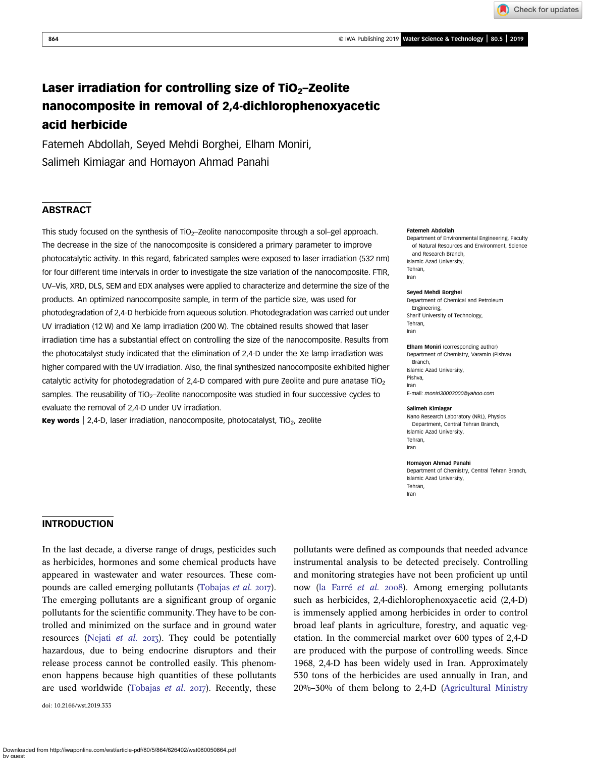# Laser irradiation for controlling size of $TiO_2$–Zeolite nanocomposite in removal of 2,4-dichlorophenoxyacetic acid herbicide

Fatemeh Abdollah, Seyed Mehdi Borghei, Elham Moniri, Salimeh Kimiagar and Homayon Ahmad Panahi

## ABSTRACT

This study focused on the synthesis of $TiO_2$–Zeolite nanocomposite through a sol–gel approach. The decrease in the size of the nanocomposite is considered a primary parameter to improve photocatalytic activity. In this regard, fabricated samples were exposed to laser irradiation (532 nm) for four different time intervals in order to investigate the size variation of the nanocomposite. FTIR, UV–Vis, XRD, DLS, SEM and EDX analyses were applied to characterize and determine the size of the products. An optimized nanocomposite sample, in term of the particle size, was used for photodegradation of 2,4-D herbicide from aqueous solution. Photodegradation was carried out under UV irradiation (12 W) and Xe lamp irradiation (200 W). The obtained results showed that laser irradiation time has a substantial effect on controlling the size of the nanocomposite. Results from the photocatalyst study indicated that the elimination of 2,4-D under the Xe lamp irradiation was higher compared with the UV irradiation. Also, the final synthesized nanocomposite exhibited higher catalytic activity for photodegradation of 2,4-D compared with pure Zeolite and pure anatase $TiO_2$ samples. The reusability of $TiO_2$–Zeolite nanocomposite was studied in four successive cycles to evaluate the removal of 2,4-D under UV irradiation.

**Key words** | 2,4-D, laser irradiation, nanocomposite, photocatalyst, $TiO_2$, zeolite

**Fatemeh Abdollah**
Department of Environmental Engineering, Faculty of Natural Resources and Environment, Science and Research Branch,
Islamic Azad University,
Tehran,
Iran

**Seyed Mehdi Borghei**
Department of Chemical and Petroleum Engineering,
Sharif University of Technology,
Tehran,
Iran

**Elham Moniri** (corresponding author)
Department of Chemistry, Varamin (Pishva) Branch,
Islamic Azad University,
Pishva,
Iran
E-mail: *moniri30003000@yahoo.com*

**Salimeh Kimiagar**
Nano Research Laboratory (NRL), Physics Department, Central Tehran Branch,
Islamic Azad University,
Tehran,
Iran

**Homayon Ahmad Panahi**
Department of Chemistry, Central Tehran Branch,
Islamic Azad University,
Tehran,
Iran

## INTRODUCTION

In the last decade, a diverse range of drugs, pesticides such as herbicides, hormones and some chemical products have appeared in wastewater and water resources. These compounds are called emerging pollutants (Tobajas *et al.* 2017). The emerging pollutants are a significant group of organic pollutants for the scientific community. They have to be controlled and minimized on the surface and in ground water resources (Nejati *et al.* 2013). They could be potentially hazardous, due to being endocrine disruptors and their release process cannot be controlled easily. This phenomenon happens because high quantities of these pollutants are used worldwide (Tobajas *et al.* 2017). Recently, these pollutants were defined as compounds that needed advance instrumental analysis to be detected precisely. Controlling and monitoring strategies have not been proficient up until now (la Farré *et al.* 2008). Among emerging pollutants such as herbicides, 2,4-dichlorophenoxyacetic acid (2,4-D) is immensely applied among herbicides in order to control broad leaf plants in agriculture, forestry, and aquatic vegetation. In the commercial market over 600 types of 2,4-D are produced with the purpose of controlling weeds. Since 1968, 2,4-D has been widely used in Iran. Approximately 530 tons of the herbicides are used annually in Iran, and 20%–30% of them belong to 2,4-D (Agricultural Ministry

doi: 10.2166/wst.2019.333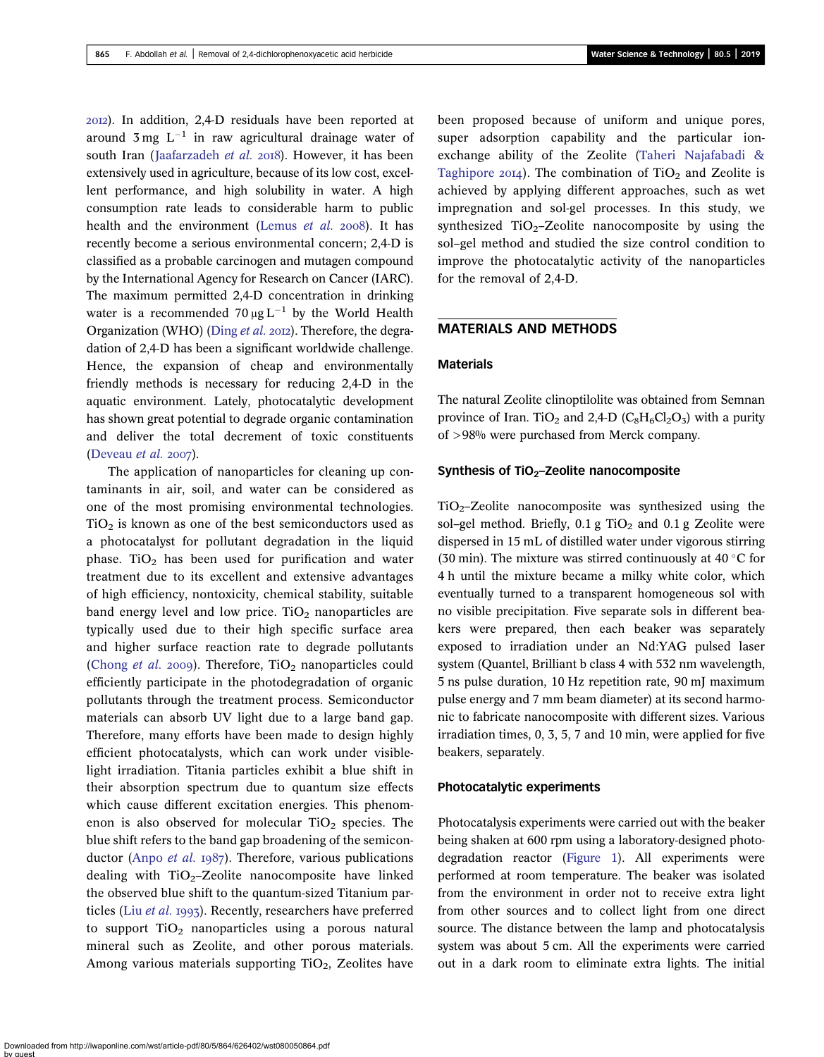2012). In addition, 2,4-D residuals have been reported at around 3 mg $L^{-1}$ in raw agricultural drainage water of south Iran (Jaafarzadeh *et al.* 2018). However, it has been extensively used in agriculture, because of its low cost, excellent performance, and high solubility in water. A high consumption rate leads to considerable harm to public health and the environment (Lemus *et al.* 2008). It has recently become a serious environmental concern; 2,4-D is classified as a probable carcinogen and mutagen compound by the International Agency for Research on Cancer (IARC). The maximum permitted 2,4-D concentration in drinking water is a recommended 70 μg $L^{-1}$ by the World Health Organization (WHO) (Ding *et al.* 2012). Therefore, the degradation of 2,4-D has been a significant worldwide challenge. Hence, the expansion of cheap and environmentally friendly methods is necessary for reducing 2,4-D in the aquatic environment. Lately, photocatalytic development has shown great potential to degrade organic contamination and deliver the total decrement of toxic constituents (Deveau *et al.* 2007).

The application of nanoparticles for cleaning up contaminants in air, soil, and water can be considered as one of the most promising environmental technologies. $TiO_2$ is known as one of the best semiconductors used as a photocatalyst for pollutant degradation in the liquid phase. $TiO_2$ has been used for purification and water treatment due to its excellent and extensive advantages of high efficiency, nontoxicity, chemical stability, suitable band energy level and low price. $TiO_2$ nanoparticles are typically used due to their high specific surface area and higher surface reaction rate to degrade pollutants (Chong *et al.* 2009). Therefore, $TiO_2$ nanoparticles could efficiently participate in the photodegradation of organic pollutants through the treatment process. Semiconductor materials can absorb UV light due to a large band gap. Therefore, many efforts have been made to design highly efficient photocatalysts, which can work under visible-light irradiation. Titania particles exhibit a blue shift in their absorption spectrum due to quantum size effects which cause different excitation energies. This phenomenon is also observed for molecular $TiO_2$ species. The blue shift refers to the band gap broadening of the semiconductor (Anpo *et al.* 1987). Therefore, various publications dealing with $TiO_2$–Zeolite nanocomposite have linked the observed blue shift to the quantum-sized Titanium particles (Liu *et al.* 1993). Recently, researchers have preferred to support $TiO_2$ nanoparticles using a porous natural mineral such as Zeolite, and other porous materials. Among various materials supporting $TiO_2$, Zeolites have been proposed because of uniform and unique pores, super adsorption capability and the particular ion-exchange ability of the Zeolite (Taheri Najafabadi & Taghipore 2014). The combination of $TiO_2$ and Zeolite is achieved by applying different approaches, such as wet impregnation and sol-gel processes. In this study, we synthesized $TiO_2$–Zeolite nanocomposite by using the sol–gel method and studied the size control condition to improve the photocatalytic activity of the nanoparticles for the removal of 2,4-D.

## MATERIALS AND METHODS

### Materials

The natural Zeolite clinoptilolite was obtained from Semnan province of Iran. $TiO_2$ and 2,4-D ($C_8H_6Cl_2O_3$) with a purity of >98% were purchased from Merck company.

### Synthesis of $TiO_2$–Zeolite nanocomposite

$TiO_2$–Zeolite nanocomposite was synthesized using the sol–gel method. Briefly, 0.1 g $TiO_2$ and 0.1 g Zeolite were dispersed in 15 mL of distilled water under vigorous stirring (30 min). The mixture was stirred continuously at 40 °C for 4 h until the mixture became a milky white color, which eventually turned to a transparent homogeneous sol with no visible precipitation. Five separate sols in different beakers were prepared, then each beaker was separately exposed to irradiation under an Nd:YAG pulsed laser system (Quantel, Brilliant b class 4 with 532 nm wavelength, 5 ns pulse duration, 10 Hz repetition rate, 90 mJ maximum pulse energy and 7 mm beam diameter) at its second harmonic to fabricate nanocomposite with different sizes. Various irradiation times, 0, 3, 5, 7 and 10 min, were applied for five beakers, separately.

### Photocatalytic experiments

Photocatalysis experiments were carried out with the beaker being shaken at 600 rpm using a laboratory-designed photodegradation reactor (Figure 1). All experiments were performed at room temperature. The beaker was isolated from the environment in order not to receive extra light from other sources and to collect light from one direct source. The distance between the lamp and photocatalysis system was about 5 cm. All the experiments were carried out in a dark room to eliminate extra lights. The initial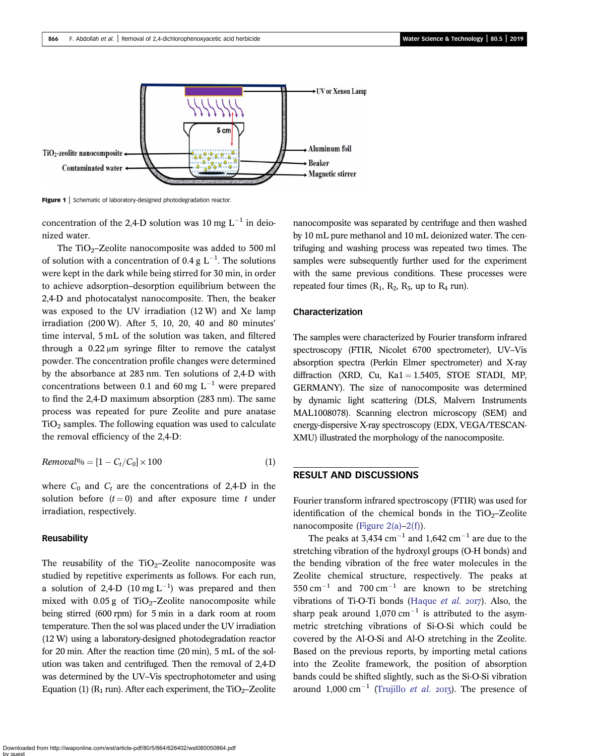Figure 1 | Schematic of laboratory-designed photodegradation reactor.

concentration of the 2,4-D solution was 10 mg $L^{-1}$ in deionized water.

The $TiO_2$–Zeolite nanocomposite was added to 500 ml of solution with a concentration of 0.4 g $L^{-1}$. The solutions were kept in the dark while being stirred for 30 min, in order to achieve adsorption–desorption equilibrium between the 2,4-D and photocatalyst nanocomposite. Then, the beaker was exposed to the UV irradiation (12 W) and Xe lamp irradiation (200 W). After 5, 10, 20, 40 and 80 minutes' time interval, 5 mL of the solution was taken, and filtered through a 0.22 μm syringe filter to remove the catalyst powder. The concentration profile changes were determined by the absorbance at 283 nm. Ten solutions of 2,4-D with concentrations between 0.1 and 60 mg $L^{-1}$ were prepared to find the 2,4-D maximum absorption (283 nm). The same process was repeated for pure Zeolite and pure anatase $TiO_2$ samples. The following equation was used to calculate the removal efficiency of the 2,4-D:

$$Removal\% = [1 - C_t/C_0] \times 100 \quad (1)$$

where $C_0$ and $C_t$ are the concentrations of 2,4-D in the solution before ($t = 0$) and after exposure time $t$ under irradiation, respectively.

### Reusability

The reusability of the $TiO_2$–Zeolite nanocomposite was studied by repetitive experiments as follows. For each run, a solution of 2,4-D (10 mg $L^{-1}$) was prepared and then mixed with 0.05 g of $TiO_2$–Zeolite nanocomposite while being stirred (600 rpm) for 5 min in a dark room at room temperature. Then the sol was placed under the UV irradiation (12 W) using a laboratory-designed photodegradation reactor for 20 min. After the reaction time (20 min), 5 mL of the solution was taken and centrifuged. Then the removal of 2,4-D was determined by the UV–Vis spectrophotometer and using Equation (1) ($R_1$ run). After each experiment, the $TiO_2$–Zeolite nanocomposite was separated by centrifuge and then washed by 10 mL pure methanol and 10 mL deionized water. The centrifuging and washing process was repeated two times. The samples were subsequently further used for the experiment with the same previous conditions. These processes were repeated four times ($R_1$, $R_2$, $R_3$, up to $R_4$ run).

### Characterization

The samples were characterized by Fourier transform infrared spectroscopy (FTIR, Nicolet 6700 spectrometer), UV–Vis absorption spectra (Perkin Elmer spectrometer) and X-ray diffraction (XRD, Cu, Ka1 = 1.5405, STOE STADI, MP, GERMANY). The size of nanocomposite was determined by dynamic light scattering (DLS, Malvern Instruments MAL1008078). Scanning electron microscopy (SEM) and energy-dispersive X-ray spectroscopy (EDX, VEGA/TESCAN-XMU) illustrated the morphology of the nanocomposite.

## RESULT AND DISCUSSIONS

Fourier transform infrared spectroscopy (FTIR) was used for identification of the chemical bonds in the $TiO_2$–Zeolite nanocomposite (Figure 2(a)–2(f)).

The peaks at 3,434 $cm^{-1}$ and 1,642 $cm^{-1}$ are due to the stretching vibration of the hydroxyl groups (O-H bonds) and the bending vibration of the free water molecules in the Zeolite chemical structure, respectively. The peaks at 550 $cm^{-1}$ and 700 $cm^{-1}$ are known to be stretching vibrations of Ti-O-Ti bonds (Haque *et al.* 2017). Also, the sharp peak around 1,070 $cm^{-1}$ is attributed to the asymmetric stretching vibrations of Si-O-Si which could be covered by the Al-O-Si and Al-O stretching in the Zeolite. Based on the previous reports, by importing metal cations into the Zeolite framework, the position of absorption bands could be shifted slightly, such as the Si-O-Si vibration around 1,000 $cm^{-1}$ (Trujillo *et al.* 2013). The presence of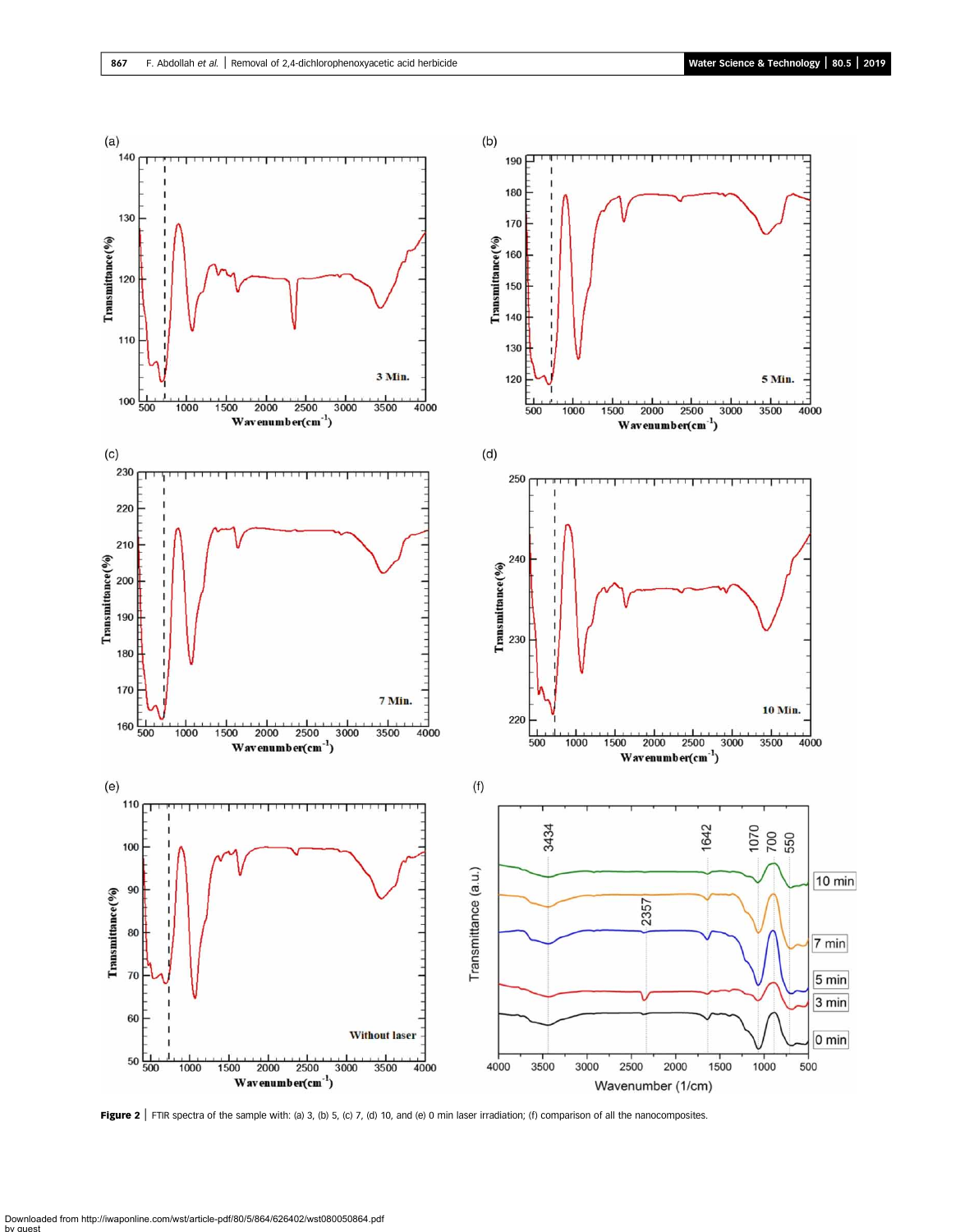**Figure 2** | FTIR spectra of the sample with: (a) 3, (b) 5, (c) 7, (d) 10, and (e) 0 min laser irradiation; (f) comparison of all the nanocomposites.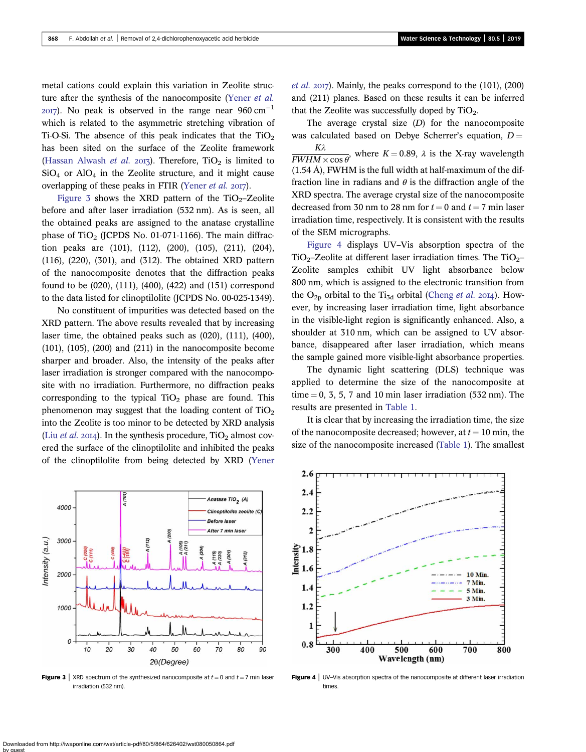metal cations could explain this variation in Zeolite structure after the synthesis of the nanocomposite (Yener *et al.* 2017). No peak is observed in the range near 960 $cm^{-1}$ which is related to the asymmetric stretching vibration of Ti-O-Si. The absence of this peak indicates that the $TiO_2$ has been sited on the surface of the Zeolite framework (Hassan Alwash *et al.* 2013). Therefore, $TiO_2$ is limited to $SiO_4$ or $AlO_4$ in the Zeolite structure, and it might cause overlapping of these peaks in FTIR (Yener *et al.* 2017).

Figure 3 shows the XRD pattern of the $TiO_2$–Zeolite before and after laser irradiation (532 nm). As is seen, all the obtained peaks are assigned to the anatase crystalline phase of $TiO_2$ (JCPDS No. 01-071-1166). The main diffraction peaks are (101), (112), (200), (105), (211), (204), (116), (220), (301), and (312). The obtained XRD pattern of the nanocomposite denotes that the diffraction peaks found to be (020), (111), (400), (422) and (151) correspond to the data listed for clinoptilolite (JCPDS No. 00-025-1349).

No constituent of impurities was detected based on the XRD pattern. The above results revealed that by increasing laser time, the obtained peaks such as (020), (111), (400), (101), (105), (200) and (211) in the nanocomposite become sharper and broader. Also, the intensity of the peaks after laser irradiation is stronger compared with the nanocomposite with no irradiation. Furthermore, no diffraction peaks corresponding to the typical $TiO_2$ phase are found. This phenomenon may suggest that the loading content of $TiO_2$ into the Zeolite is too minor to be detected by XRD analysis (Liu *et al.* 2014). In the synthesis procedure, $TiO_2$ almost covered the surface of the clinoptilolite and inhibited the peaks of the clinoptilolite from being detected by XRD (Yener *et al.* 2017). Mainly, the peaks correspond to the (101), (200) and (211) planes. Based on these results it can be inferred that the Zeolite was successfully doped by $TiO_2$.

The average crystal size ($D$) for the nanocomposite was calculated based on Debye Scherrer's equation, $D = \dfrac{K\lambda}{FWHM \times \cos\theta}$, where $K = 0.89$, $\lambda$ is the X-ray wavelength (1.54 Å), FWHM is the full width at half-maximum of the diffraction line in radians and $\theta$ is the diffraction angle of the XRD spectra. The average crystal size of the nanocomposite decreased from 30 nm to 28 nm for $t = 0$ and $t = 7$ min laser irradiation time, respectively. It is consistent with the results of the SEM micrographs.

Figure 4 displays UV–Vis absorption spectra of the $TiO_2$–Zeolite at different laser irradiation times. The $TiO_2$–Zeolite samples exhibit UV light absorbance below 800 nm, which is assigned to the electronic transition from the $O_{2p}$ orbital to the $Ti_{3d}$ orbital (Cheng *et al.* 2014). However, by increasing laser irradiation time, light absorbance in the visible-light region is significantly enhanced. Also, a shoulder at 310 nm, which can be assigned to UV absorbance, disappeared after laser irradiation, which means the sample gained more visible-light absorbance properties.

The dynamic light scattering (DLS) technique was applied to determine the size of the nanocomposite at time = 0, 3, 5, 7 and 10 min laser irradiation (532 nm). The results are presented in Table 1.

It is clear that by increasing the irradiation time, the size of the nanocomposite decreased; however, at $t = 10$ min, the size of the nanocomposite increased (Table 1). The smallest

**Figure 3** | XRD spectrum of the synthesized nanocomposite at $t = 0$ and $t = 7$ min laser irradiation (532 nm).

**Figure 4** | UV–Vis absorption spectra of the nanocomposite at different laser irradiation times.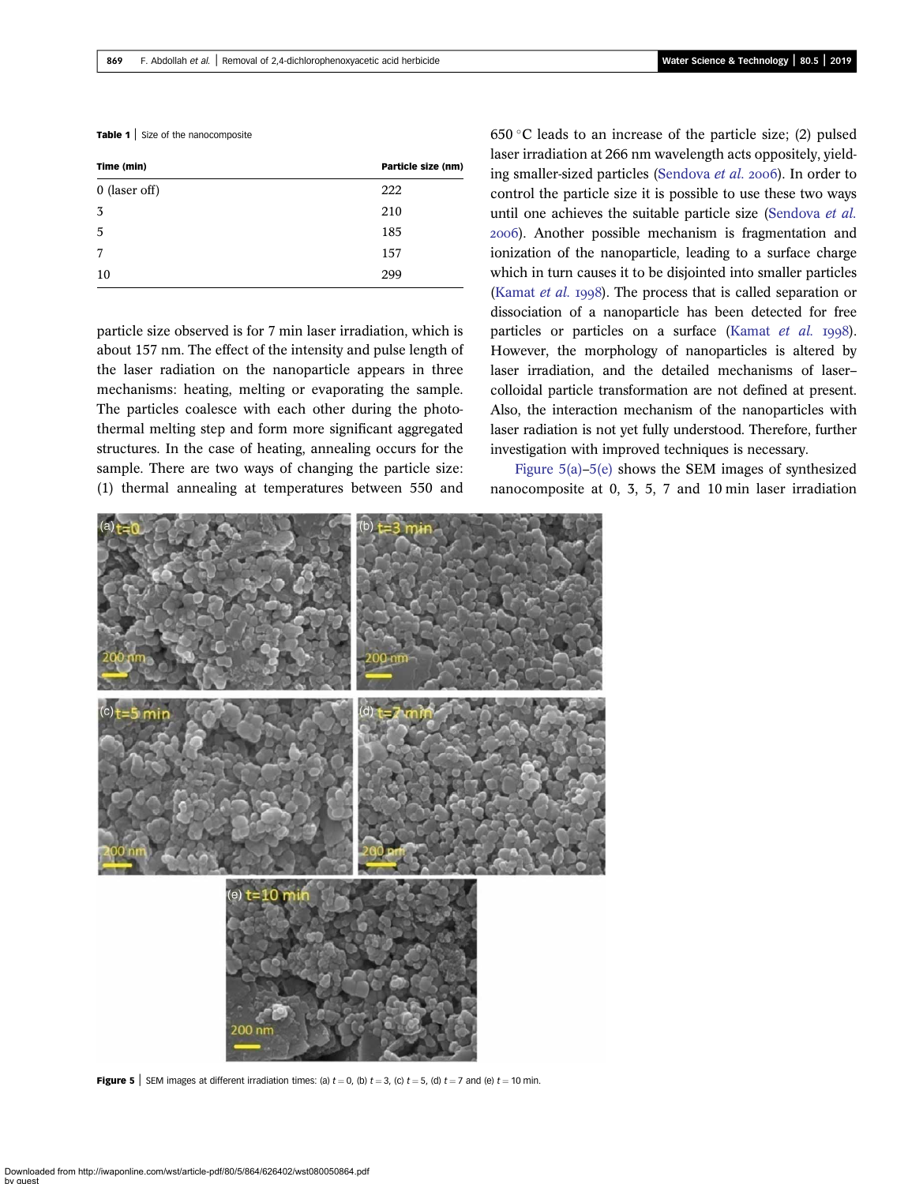**Table 1** | Size of the nanocomposite

| Time (min) | Particle size (nm) |
|---|---|
| 0 (laser off) | 222 |
| 3 | 210 |
| 5 | 185 |
| 7 | 157 |
| 10 | 299 |

particle size observed is for 7 min laser irradiation, which is about 157 nm. The effect of the intensity and pulse length of the laser radiation on the nanoparticle appears in three mechanisms: heating, melting or evaporating the sample. The particles coalesce with each other during the photo-thermal melting step and form more significant aggregated structures. In the case of heating, annealing occurs for the sample. There are two ways of changing the particle size: (1) thermal annealing at temperatures between 550 and 650 °C leads to an increase of the particle size; (2) pulsed laser irradiation at 266 nm wavelength acts oppositely, yielding smaller-sized particles (Sendova *et al.* 2006). In order to control the particle size it is possible to use these two ways until one achieves the suitable particle size (Sendova *et al.* 2006). Another possible mechanism is fragmentation and ionization of the nanoparticle, leading to a surface charge which in turn causes it to be disjointed into smaller particles (Kamat *et al.* 1998). The process that is called separation or dissociation of a nanoparticle has been detected for free particles or particles on a surface (Kamat *et al.* 1998). However, the morphology of nanoparticles is altered by laser irradiation, and the detailed mechanisms of laser–colloidal particle transformation are not defined at present. Also, the interaction mechanism of the nanoparticles with laser radiation is not yet fully understood. Therefore, further investigation with improved techniques is necessary.

Figure 5(a)–5(e) shows the SEM images of synthesized nanocomposite at 0, 3, 5, 7 and 10 min laser irradiation

**Figure 5** | SEM images at different irradiation times: (a) $t = 0$, (b) $t = 3$, (c) $t = 5$, (d) $t = 7$ and (e) $t = 10$ min.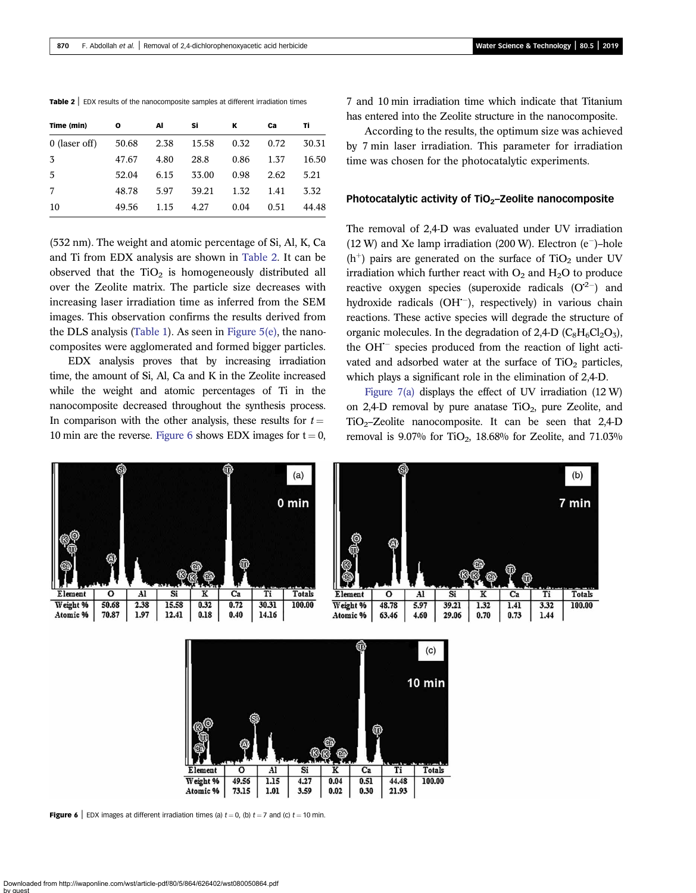**Table 2** | EDX results of the nanocomposite samples at different irradiation times

| Time (min) | O | Al | Si | K | Ca | Ti |
|---|---|---|---|---|---|---|
| 0 (laser off) | 50.68 | 2.38 | 15.58 | 0.32 | 0.72 | 30.31 |
| 3 | 47.67 | 4.80 | 28.8 | 0.86 | 1.37 | 16.50 |
| 5 | 52.04 | 6.15 | 33.00 | 0.98 | 2.62 | 5.21 |
| 7 | 48.78 | 5.97 | 39.21 | 1.32 | 1.41 | 3.32 |
| 10 | 49.56 | 1.15 | 4.27 | 0.04 | 0.51 | 44.48 |

(532 nm). The weight and atomic percentage of Si, Al, K, Ca and Ti from EDX analysis are shown in Table 2. It can be observed that the $TiO_2$ is homogeneously distributed all over the Zeolite matrix. The particle size decreases with increasing laser irradiation time as inferred from the SEM images. This observation confirms the results derived from the DLS analysis (Table 1). As seen in Figure 5(e), the nanocomposites were agglomerated and formed bigger particles.

EDX analysis proves that by increasing irradiation time, the amount of Si, Al, Ca and K in the Zeolite increased while the weight and atomic percentages of Ti in the nanocomposite decreased throughout the synthesis process. In comparison with the other analysis, these results for $t =$ 10 min are the reverse. Figure 6 shows EDX images for $t = 0$, 7 and 10 min irradiation time which indicate that Titanium has entered into the Zeolite structure in the nanocomposite.

According to the results, the optimum size was achieved by 7 min laser irradiation. This parameter for irradiation time was chosen for the photocatalytic experiments.

## Photocatalytic activity of $TiO_2$–Zeolite nanocomposite

The removal of 2,4-D was evaluated under UV irradiation (12 W) and Xe lamp irradiation (200 W). Electron ($e^-$)–hole ($h^+$) pairs are generated on the surface of $TiO_2$ under UV irradiation which further react with $O_2$ and $H_2O$ to produce reactive oxygen species (superoxide radicals ($O^{\cdot 2-}$) and hydroxide radicals ($OH^{\cdot -}$), respectively) in various chain reactions. These active species will degrade the structure of organic molecules. In the degradation of 2,4-D ($C_8H_6Cl_2O_3$), the $OH^{\cdot -}$ species produced from the reaction of light activated and adsorbed water at the surface of $TiO_2$ particles, which plays a significant role in the elimination of 2,4-D.

Figure 7(a) displays the effect of UV irradiation (12 W) on 2,4-D removal by pure anatase $TiO_2$, pure Zeolite, and $TiO_2$–Zeolite nanocomposite. It can be seen that 2,4-D removal is 9.07% for $TiO_2$, 18.68% for Zeolite, and 71.03%

| Element | O | Al | Si | K | Ca | Ti | Totals |
|---|---|---|---|---|---|---|---|
| Weight % | 50.68 | 2.38 | 15.58 | 0.32 | 0.72 | 30.31 | 100.00 |
| Atomic % | 70.87 | 1.97 | 12.41 | 0.18 | 0.40 | 14.16 | |

| Element | O | Al | Si | K | Ca | Ti | Totals |
|---|---|---|---|---|---|---|---|
| Weight % | 48.78 | 5.97 | 39.21 | 1.32 | 1.41 | 3.32 | 100.00 |
| Atomic % | 63.46 | 4.60 | 29.06 | 0.70 | 0.73 | 1.44 | |

| Element | O | Al | Si | K | Ca | Ti | Totals |
|---|---|---|---|---|---|---|---|
| Weight % | 49.56 | 1.15 | 4.27 | 0.04 | 0.51 | 44.48 | 100.00 |
| Atomic % | 73.15 | 1.01 | 3.59 | 0.02 | 0.30 | 21.93 | |

**Figure 6** | EDX images at different irradiation times (a) $t = 0$, (b) $t = 7$ and (c) $t = 10$ min.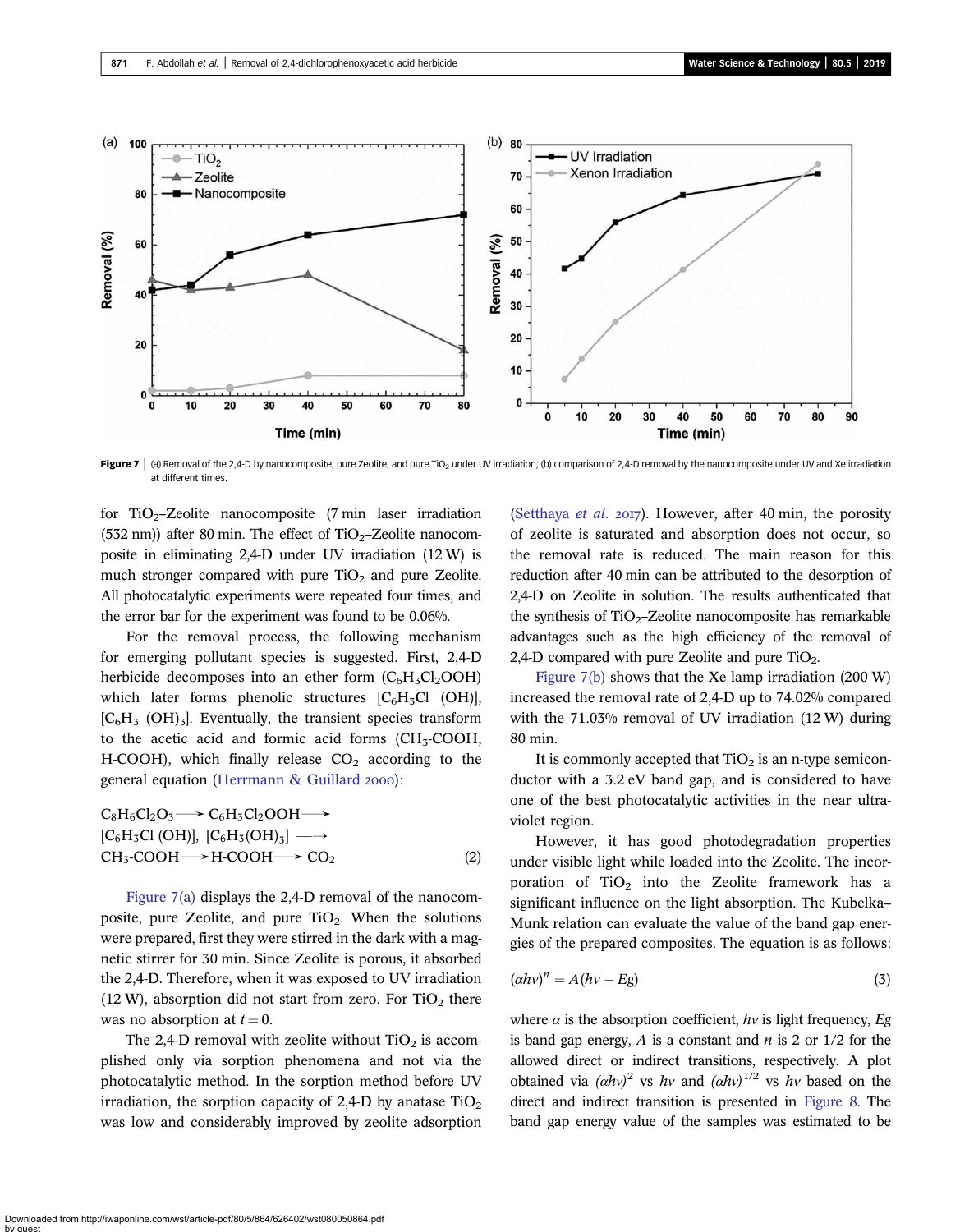Figure 7 | (a) Removal of the 2,4-D by nanocomposite, pure Zeolite, and pure $TiO_2$ under UV irradiation; (b) comparison of 2,4-D removal by the nanocomposite under UV and Xe irradiation at different times.

for $TiO_2$–Zeolite nanocomposite (7 min laser irradiation (532 nm)) after 80 min. The effect of $TiO_2$–Zeolite nanocomposite in eliminating 2,4-D under UV irradiation (12 W) is much stronger compared with pure $TiO_2$ and pure Zeolite. All photocatalytic experiments were repeated four times, and the error bar for the experiment was found to be 0.06%.

For the removal process, the following mechanism for emerging pollutant species is suggested. First, 2,4-D herbicide decomposes into an ether form ($C_6H_3Cl_2OOH$) which later forms phenolic structures [$C_6H_3Cl$ (OH)], [$C_6H_3$ $(OH)_3$]. Eventually, the transient species transform to the acetic acid and formic acid forms ($CH_3$-COOH, H-COOH), which finally release $CO_2$ according to the general equation (Herrmann & Guillard 2000):

$$C_8H_6Cl_2O_3 \longrightarrow C_6H_3Cl_2OOH \longrightarrow [C_6H_3Cl\,(OH)],\ [C_6H_3(OH)_3] \longrightarrow CH_3\text{-}COOH \longrightarrow H\text{-}COOH \longrightarrow CO_2 \tag{2}$$

Figure 7(a) displays the 2,4-D removal of the nanocomposite, pure Zeolite, and pure $TiO_2$. When the solutions were prepared, first they were stirred in the dark with a magnetic stirrer for 30 min. Since Zeolite is porous, it absorbed the 2,4-D. Therefore, when it was exposed to UV irradiation (12 W), absorption did not start from zero. For $TiO_2$ there was no absorption at $t = 0$.

The 2,4-D removal with zeolite without $TiO_2$ is accomplished only via sorption phenomena and not via the photocatalytic method. In the sorption method before UV irradiation, the sorption capacity of 2,4-D by anatase $TiO_2$ was low and considerably improved by zeolite adsorption (Setthaya *et al.* 2017). However, after 40 min, the porosity of zeolite is saturated and absorption does not occur, so the removal rate is reduced. The main reason for this reduction after 40 min can be attributed to the desorption of 2,4-D on Zeolite in solution. The results authenticated that the synthesis of $TiO_2$–Zeolite nanocomposite has remarkable advantages such as the high efficiency of the removal of 2,4-D compared with pure Zeolite and pure $TiO_2$.

Figure 7(b) shows that the Xe lamp irradiation (200 W) increased the removal rate of 2,4-D up to 74.02% compared with the 71.03% removal of UV irradiation (12 W) during 80 min.

It is commonly accepted that $TiO_2$ is an n-type semiconductor with a 3.2 eV band gap, and is considered to have one of the best photocatalytic activities in the near ultraviolet region.

However, it has good photodegradation properties under visible light while loaded into the Zeolite. The incorporation of $TiO_2$ into the Zeolite framework has a significant influence on the light absorption. The Kubelka–Munk relation can evaluate the value of the band gap energies of the prepared composites. The equation is as follows:

$$(\alpha h\nu)^n = A(h\nu - Eg) \tag{3}$$

where $\alpha$ is the absorption coefficient, $h\nu$ is light frequency, $Eg$ is band gap energy, $A$ is a constant and $n$ is 2 or 1/2 for the allowed direct or indirect transitions, respectively. A plot obtained via $(\alpha h\nu)^2$ vs $h\nu$ and $(\alpha h\nu)^{1/2}$ vs $h\nu$ based on the direct and indirect transition is presented in Figure 8. The band gap energy value of the samples was estimated to be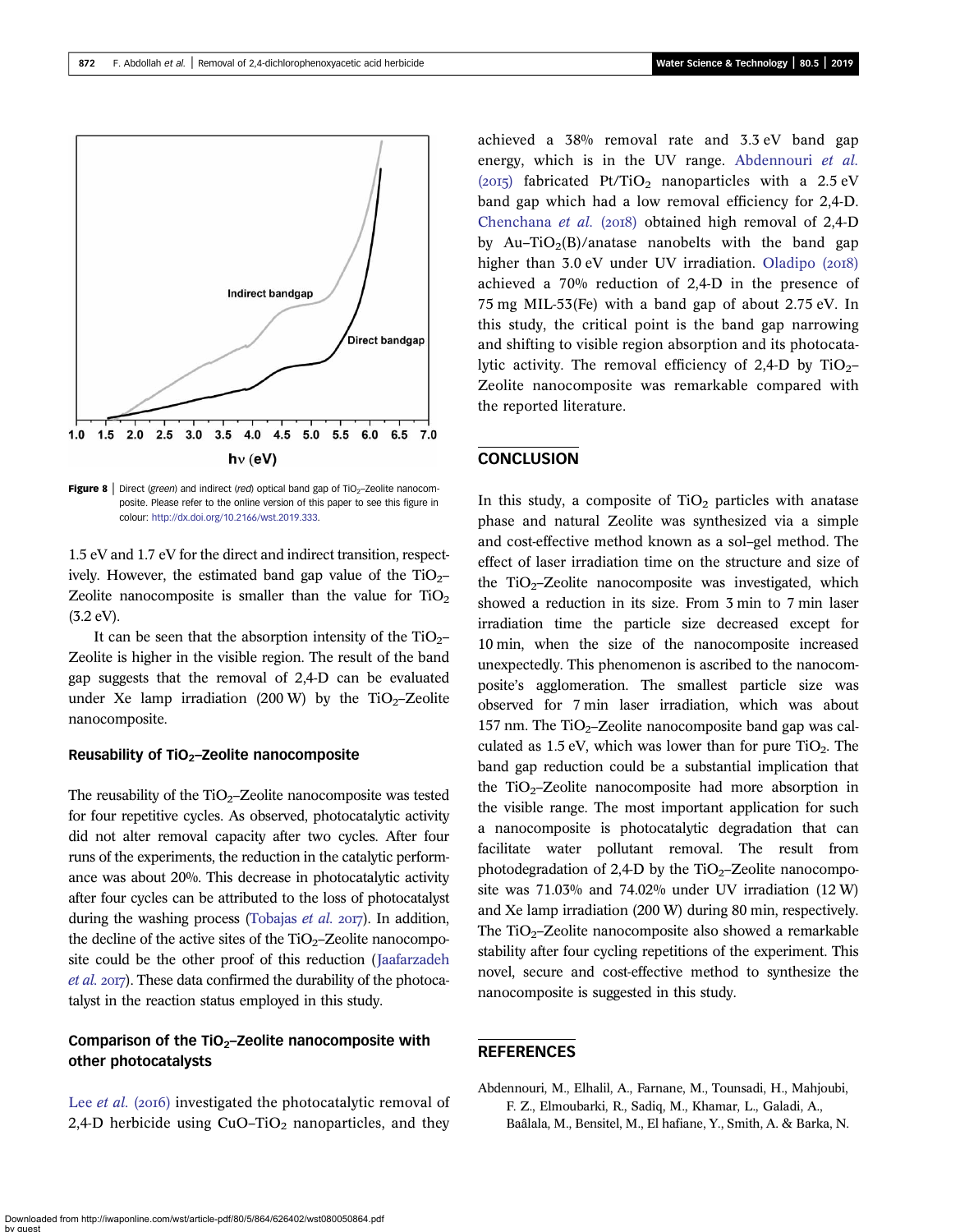Figure 8 | Direct (*green*) and indirect (*red*) optical band gap of $TiO_2$–Zeolite nanocomposite. Please refer to the online version of this paper to see this figure in colour: http://dx.doi.org/10.2166/wst.2019.333.

1.5 eV and 1.7 eV for the direct and indirect transition, respectively. However, the estimated band gap value of the $TiO_2$–Zeolite nanocomposite is smaller than the value for $TiO_2$ (3.2 eV).

It can be seen that the absorption intensity of the $TiO_2$–Zeolite is higher in the visible region. The result of the band gap suggests that the removal of 2,4-D can be evaluated under Xe lamp irradiation (200 W) by the $TiO_2$–Zeolite nanocomposite.

### Reusability of $TiO_2$–Zeolite nanocomposite

The reusability of the $TiO_2$–Zeolite nanocomposite was tested for four repetitive cycles. As observed, photocatalytic activity did not alter removal capacity after two cycles. After four runs of the experiments, the reduction in the catalytic performance was about 20%. This decrease in photocatalytic activity after four cycles can be attributed to the loss of photocatalyst during the washing process (Tobajas *et al.* 2017). In addition, the decline of the active sites of the $TiO_2$–Zeolite nanocomposite could be the other proof of this reduction (Jaafarzadeh *et al.* 2017). These data confirmed the durability of the photocatalyst in the reaction status employed in this study.

### Comparison of the $TiO_2$–Zeolite nanocomposite with other photocatalysts

Lee *et al.* (2016) investigated the photocatalytic removal of 2,4-D herbicide using CuO–$TiO_2$ nanoparticles, and they achieved a 38% removal rate and 3.3 eV band gap energy, which is in the UV range. Abdennouri *et al.* (2015) fabricated Pt/$TiO_2$ nanoparticles with a 2.5 eV band gap which had a low removal efficiency for 2,4-D. Chenchana *et al.* (2018) obtained high removal of 2,4-D by Au–$TiO_2$(B)/anatase nanobelts with the band gap higher than 3.0 eV under UV irradiation. Oladipo (2018) achieved a 70% reduction of 2,4-D in the presence of 75 mg MIL-53(Fe) with a band gap of about 2.75 eV. In this study, the critical point is the band gap narrowing and shifting to visible region absorption and its photocatalytic activity. The removal efficiency of 2,4-D by $TiO_2$–Zeolite nanocomposite was remarkable compared with the reported literature.

## CONCLUSION

In this study, a composite of $TiO_2$ particles with anatase phase and natural Zeolite was synthesized via a simple and cost-effective method known as a sol–gel method. The effect of laser irradiation time on the structure and size of the $TiO_2$–Zeolite nanocomposite was investigated, which showed a reduction in its size. From 3 min to 7 min laser irradiation time the particle size decreased except for 10 min, when the size of the nanocomposite increased unexpectedly. This phenomenon is ascribed to the nanocomposite's agglomeration. The smallest particle size was observed for 7 min laser irradiation, which was about 157 nm. The $TiO_2$–Zeolite nanocomposite band gap was calculated as 1.5 eV, which was lower than for pure $TiO_2$. The band gap reduction could be a substantial implication that the $TiO_2$–Zeolite nanocomposite had more absorption in the visible range. The most important application for such a nanocomposite is photocatalytic degradation that can facilitate water pollutant removal. The result from photodegradation of 2,4-D by the $TiO_2$–Zeolite nanocomposite was 71.03% and 74.02% under UV irradiation (12 W) and Xe lamp irradiation (200 W) during 80 min, respectively. The $TiO_2$–Zeolite nanocomposite also showed a remarkable stability after four cycling repetitions of the experiment. This novel, secure and cost-effective method to synthesize the nanocomposite is suggested in this study.

## REFERENCES

Abdennouri, M., Elhalil, A., Farnane, M., Tounsadi, H., Mahjoubi, F. Z., Elmoubarki, R., Sadiq, M., Khamar, L., Galadi, A., Baâlala, M., Bensitel, M., El hafiane, Y., Smith, A. & Barka, N.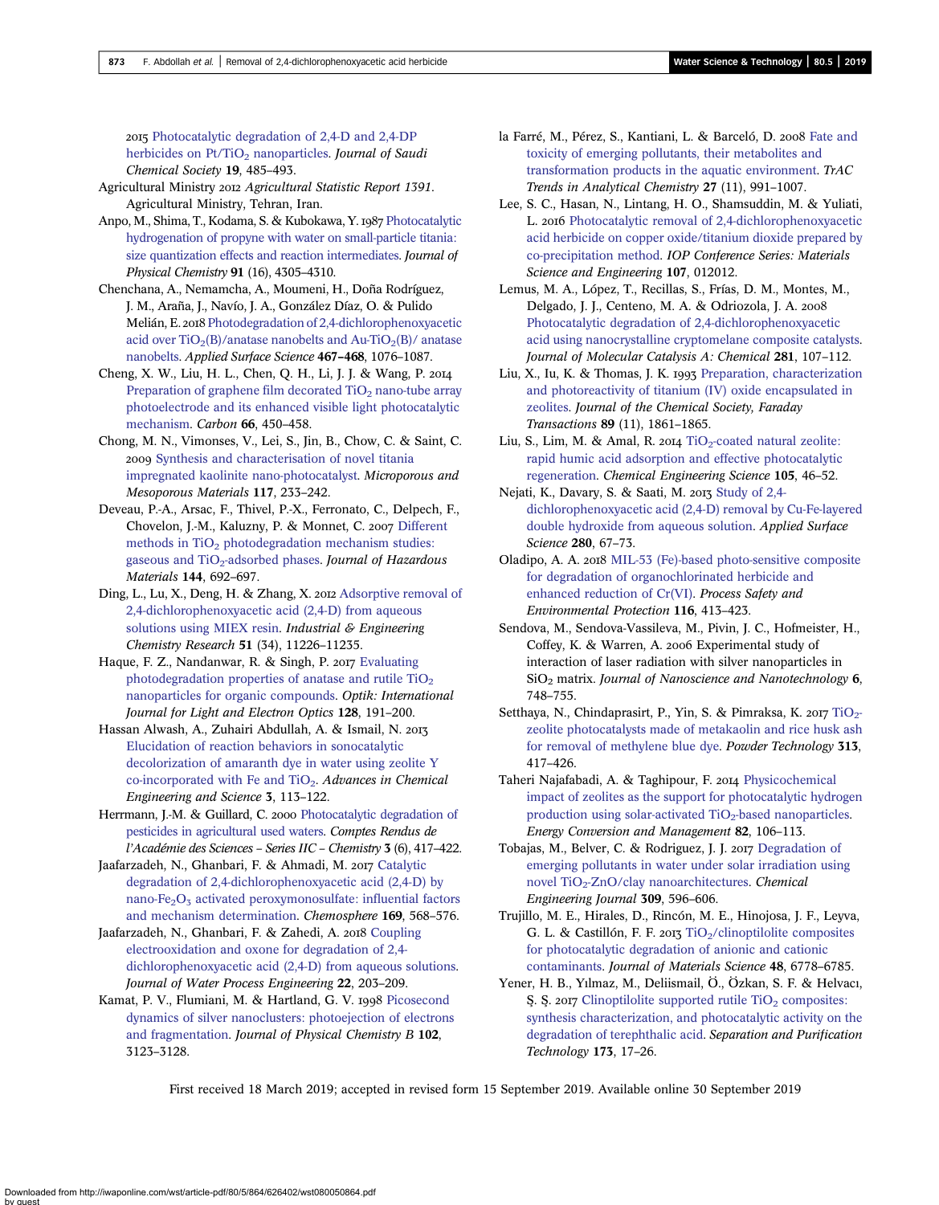2015 Photocatalytic degradation of 2,4-D and 2,4-DP herbicides on Pt/$TiO_2$ nanoparticles. *Journal of Saudi Chemical Society* **19**, 485–493.

Agricultural Ministry 2012 *Agricultural Statistic Report 1391*. Agricultural Ministry, Tehran, Iran.

Anpo, M., Shima, T., Kodama, S. & Kubokawa, Y. 1987 Photocatalytic hydrogenation of propyne with water on small-particle titania: size quantization effects and reaction intermediates. *Journal of Physical Chemistry* **91** (16), 4305–4310.

Chenchana, A., Nemamcha, A., Moumeni, H., Doña Rodríguez, J. M., Araña, J., Navío, J. A., González Díaz, O. & Pulido Melián, E. 2018 Photodegradation of 2,4-dichlorophenoxyacetic acid over $TiO_2$(B)/anatase nanobelts and Au-$TiO_2$(B)/ anatase nanobelts. *Applied Surface Science* **467–468**, 1076–1087.

Cheng, X. W., Liu, H. L., Chen, Q. H., Li, J. J. & Wang, P. 2014 Preparation of graphene film decorated $TiO_2$ nano-tube array photoelectrode and its enhanced visible light photocatalytic mechanism. *Carbon* **66**, 450–458.

Chong, M. N., Vimonses, V., Lei, S., Jin, B., Chow, C. & Saint, C. 2009 Synthesis and characterisation of novel titania impregnated kaolinite nano-photocatalyst. *Microporous and Mesoporous Materials* **117**, 233–242.

Deveau, P.-A., Arsac, F., Thivel, P.-X., Ferronato, C., Delpech, F., Chovelon, J.-M., Kaluzny, P. & Monnet, C. 2007 Different methods in $TiO_2$ photodegradation mechanism studies: gaseous and $TiO_2$-adsorbed phases. *Journal of Hazardous Materials* **144**, 692–697.

Ding, L., Lu, X., Deng, H. & Zhang, X. 2012 Adsorptive removal of 2,4-dichlorophenoxyacetic acid (2,4-D) from aqueous solutions using MIEX resin. *Industrial & Engineering Chemistry Research* **51** (34), 11226–11235.

Haque, F. Z., Nandanwar, R. & Singh, P. 2017 Evaluating photodegradation properties of anatase and rutile $TiO_2$ nanoparticles for organic compounds. *Optik: International Journal for Light and Electron Optics* **128**, 191–200.

Hassan Alwash, A., Zuhairi Abdullah, A. & Ismail, N. 2013 Elucidation of reaction behaviors in sonocatalytic decolorization of amaranth dye in water using zeolite Y co-incorporated with Fe and $TiO_2$. *Advances in Chemical Engineering and Science* **3**, 113–122.

Herrmann, J.-M. & Guillard, C. 2000 Photocatalytic degradation of pesticides in agricultural used waters. *Comptes Rendus de l'Académie des Sciences – Series IIC – Chemistry* **3** (6), 417–422.

Jaafarzadeh, N., Ghanbari, F. & Ahmadi, M. 2017 Catalytic degradation of 2,4-dichlorophenoxyacetic acid (2,4-D) by nano-$Fe_2O_3$ activated peroxymonosulfate: influential factors and mechanism determination. *Chemosphere* **169**, 568–576.

Jaafarzadeh, N., Ghanbari, F. & Zahedi, A. 2018 Coupling electrooxidation and oxone for degradation of 2,4-dichlorophenoxyacetic acid (2,4-D) from aqueous solutions. *Journal of Water Process Engineering* **22**, 203–209.

Kamat, P. V., Flumiani, M. & Hartland, G. V. 1998 Picosecond dynamics of silver nanoclusters: photoejection of electrons and fragmentation. *Journal of Physical Chemistry B* **102**, 3123–3128.

la Farré, M., Pérez, S., Kantiani, L. & Barceló, D. 2008 Fate and toxicity of emerging pollutants, their metabolites and transformation products in the aquatic environment. *TrAC Trends in Analytical Chemistry* **27** (11), 991–1007.

Lee, S. C., Hasan, N., Lintang, H. O., Shamsuddin, M. & Yuliati, L. 2016 Photocatalytic removal of 2,4-dichlorophenoxyacetic acid herbicide on copper oxide/titanium dioxide prepared by co-precipitation method. *IOP Conference Series: Materials Science and Engineering* **107**, 012012.

Lemus, M. A., López, T., Recillas, S., Frías, D. M., Montes, M., Delgado, J. J., Centeno, M. A. & Odriozola, J. A. 2008 Photocatalytic degradation of 2,4-dichlorophenoxyacetic acid using nanocrystalline cryptomelane composite catalysts. *Journal of Molecular Catalysis A: Chemical* **281**, 107–112.

Liu, X., Iu, K. & Thomas, J. K. 1993 Preparation, characterization and photoreactivity of titanium (IV) oxide encapsulated in zeolites. *Journal of the Chemical Society, Faraday Transactions* **89** (11), 1861–1865.

Liu, S., Lim, M. & Amal, R. 2014 $TiO_2$-coated natural zeolite: rapid humic acid adsorption and effective photocatalytic regeneration. *Chemical Engineering Science* **105**, 46–52.

Nejati, K., Davary, S. & Saati, M. 2013 Study of 2,4-dichlorophenoxyacetic acid (2,4-D) removal by Cu-Fe-layered double hydroxide from aqueous solution. *Applied Surface Science* **280**, 67–73.

Oladipo, A. A. 2018 MIL-53 (Fe)-based photo-sensitive composite for degradation of organochlorinated herbicide and enhanced reduction of Cr(VI). *Process Safety and Environmental Protection* **116**, 413–423.

Sendova, M., Sendova-Vassileva, M., Pivin, J. C., Hofmeister, H., Coffey, K. & Warren, A. 2006 Experimental study of interaction of laser radiation with silver nanoparticles in $SiO_2$ matrix. *Journal of Nanoscience and Nanotechnology* **6**, 748–755.

Setthaya, N., Chindaprasirt, P., Yin, S. & Pimraksa, K. 2017 $TiO_2$-zeolite photocatalysts made of metakaolin and rice husk ash for removal of methylene blue dye. *Powder Technology* **313**, 417–426.

Taheri Najafabadi, A. & Taghipour, F. 2014 Physicochemical impact of zeolites as the support for photocatalytic hydrogen production using solar-activated $TiO_2$-based nanoparticles. *Energy Conversion and Management* **82**, 106–113.

Tobajas, M., Belver, C. & Rodriguez, J. J. 2017 Degradation of emerging pollutants in water under solar irradiation using novel $TiO_2$-ZnO/clay nanoarchitectures. *Chemical Engineering Journal* **309**, 596–606.

Trujillo, M. E., Hirales, D., Rincón, M. E., Hinojosa, J. F., Leyva, G. L. & Castillón, F. F. 2013 $TiO_2$/clinoptilolite composites for photocatalytic degradation of anionic and cationic contaminants. *Journal of Materials Science* **48**, 6778–6785.

Yener, H. B., Yılmaz, M., Deliismail, Ö., Özkan, S. F. & Helvacı, Ş. Ş. 2017 Clinoptilolite supported rutile $TiO_2$ composites: synthesis characterization, and photocatalytic activity on the degradation of terephthalic acid. *Separation and Purification Technology* **173**, 17–26.

First received 18 March 2019; accepted in revised form 15 September 2019. Available online 30 September 2019